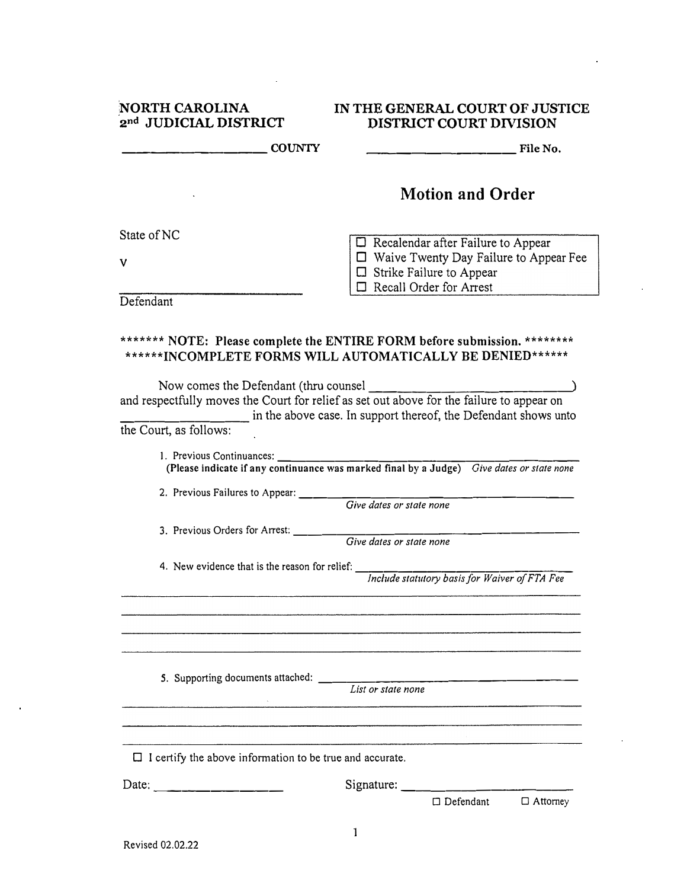NORTH CAROLINA
2nd JUDICIAL DISTRICT

IN THE GENERAL COURT OF JUSTICE
DISTRICT COURT DIVISION

\_\_\_\_\_\_\_\_\_\_\_\_\_\_\_\_\_\_\_\_ COUNTY

\_\_\_\_\_\_\_\_\_\_\_\_\_\_\_\_\_\_\_\_ File No.

# Motion and Order

State of NC

v

\_\_\_\_\_\_\_\_\_\_\_\_\_\_\_\_\_\_\_\_\_\_\_\_
Defendant

- ☐ Recalendar after Failure to Appear
- ☐ Waive Twenty Day Failure to Appear Fee
- ☐ Strike Failure to Appear
- ☐ Recall Order for Arrest

**\*\*\*\*\*\*\* NOTE: Please complete the ENTIRE FORM before submission. \*\*\*\*\*\*\*\***
**\*\*\*\*\*\*INCOMPLETE FORMS WILL AUTOMATICALLY BE DENIED\*\*\*\*\*\***

Now comes the Defendant (thru counsel \_\_\_\_\_\_\_\_\_\_\_\_\_\_\_\_\_\_\_\_\_\_\_\_\_\_\_\_) and respectfully moves the Court for relief as set out above for the failure to appear on \_\_\_\_\_\_\_\_\_\_\_\_\_\_\_\_\_\_ in the above case. In support thereof, the Defendant shows unto the Court, as follows:

1. Previous Continuances: \_\_\_\_\_\_\_\_\_\_\_\_\_\_\_\_\_\_\_\_\_\_\_\_\_\_\_\_\_\_\_\_\_\_\_\_\_\_\_\_\_\_\_\_
   **(Please indicate if any continuance was marked final by a Judge)** *Give dates or state none*

2. Previous Failures to Appear: \_\_\_\_\_\_\_\_\_\_\_\_\_\_\_\_\_\_\_\_\_\_\_\_\_\_\_\_\_\_\_\_\_\_\_\_\_\_\_\_
   *Give dates or state none*

3. Previous Orders for Arrest: \_\_\_\_\_\_\_\_\_\_\_\_\_\_\_\_\_\_\_\_\_\_\_\_\_\_\_\_\_\_\_\_\_\_\_\_\_\_\_\_\_
   *Give dates or state none*

4. New evidence that is the reason for relief: \_\_\_\_\_\_\_\_\_\_\_\_\_\_\_\_\_\_\_\_\_\_\_\_\_\_\_\_\_\_\_
   *Include statutory basis for Waiver of FTA Fee*

\_\_\_\_\_\_\_\_\_\_\_\_\_\_\_\_\_\_\_\_\_\_\_\_\_\_\_\_\_\_\_\_\_\_\_\_\_\_\_\_\_\_\_\_\_\_\_\_\_\_\_\_\_\_\_\_\_\_\_\_\_\_\_\_\_\_\_\_\_\_\_\_

\_\_\_\_\_\_\_\_\_\_\_\_\_\_\_\_\_\_\_\_\_\_\_\_\_\_\_\_\_\_\_\_\_\_\_\_\_\_\_\_\_\_\_\_\_\_\_\_\_\_\_\_\_\_\_\_\_\_\_\_\_\_\_\_\_\_\_\_\_\_\_\_

\_\_\_\_\_\_\_\_\_\_\_\_\_\_\_\_\_\_\_\_\_\_\_\_\_\_\_\_\_\_\_\_\_\_\_\_\_\_\_\_\_\_\_\_\_\_\_\_\_\_\_\_\_\_\_\_\_\_\_\_\_\_\_\_\_\_\_\_\_\_\_\_

\_\_\_\_\_\_\_\_\_\_\_\_\_\_\_\_\_\_\_\_\_\_\_\_\_\_\_\_\_\_\_\_\_\_\_\_\_\_\_\_\_\_\_\_\_\_\_\_\_\_\_\_\_\_\_\_\_\_\_\_\_\_\_\_\_\_\_\_\_\_\_\_

5. Supporting documents attached: \_\_\_\_\_\_\_\_\_\_\_\_\_\_\_\_\_\_\_\_\_\_\_\_\_\_\_\_\_\_\_\_\_\_\_\_\_\_
   *List or state none*

\_\_\_\_\_\_\_\_\_\_\_\_\_\_\_\_\_\_\_\_\_\_\_\_\_\_\_\_\_\_\_\_\_\_\_\_\_\_\_\_\_\_\_\_\_\_\_\_\_\_\_\_\_\_\_\_\_\_\_\_\_\_\_\_\_\_\_\_\_\_\_\_

\_\_\_\_\_\_\_\_\_\_\_\_\_\_\_\_\_\_\_\_\_\_\_\_\_\_\_\_\_\_\_\_\_\_\_\_\_\_\_\_\_\_\_\_\_\_\_\_\_\_\_\_\_\_\_\_\_\_\_\_\_\_\_\_\_\_\_\_\_\_\_\_

\_\_\_\_\_\_\_\_\_\_\_\_\_\_\_\_\_\_\_\_\_\_\_\_\_\_\_\_\_\_\_\_\_\_\_\_\_\_\_\_\_\_\_\_\_\_\_\_\_\_\_\_\_\_\_\_\_\_\_\_\_\_\_\_\_\_\_\_\_\_\_\_

☐ I certify the above information to be true and accurate.

Date: \_\_\_\_\_\_\_\_\_\_\_\_\_\_\_\_\_\_

Signature: \_\_\_\_\_\_\_\_\_\_\_\_\_\_\_\_\_\_\_\_\_\_\_\_
☐ Defendant ☐ Attorney

Revised 02.02.22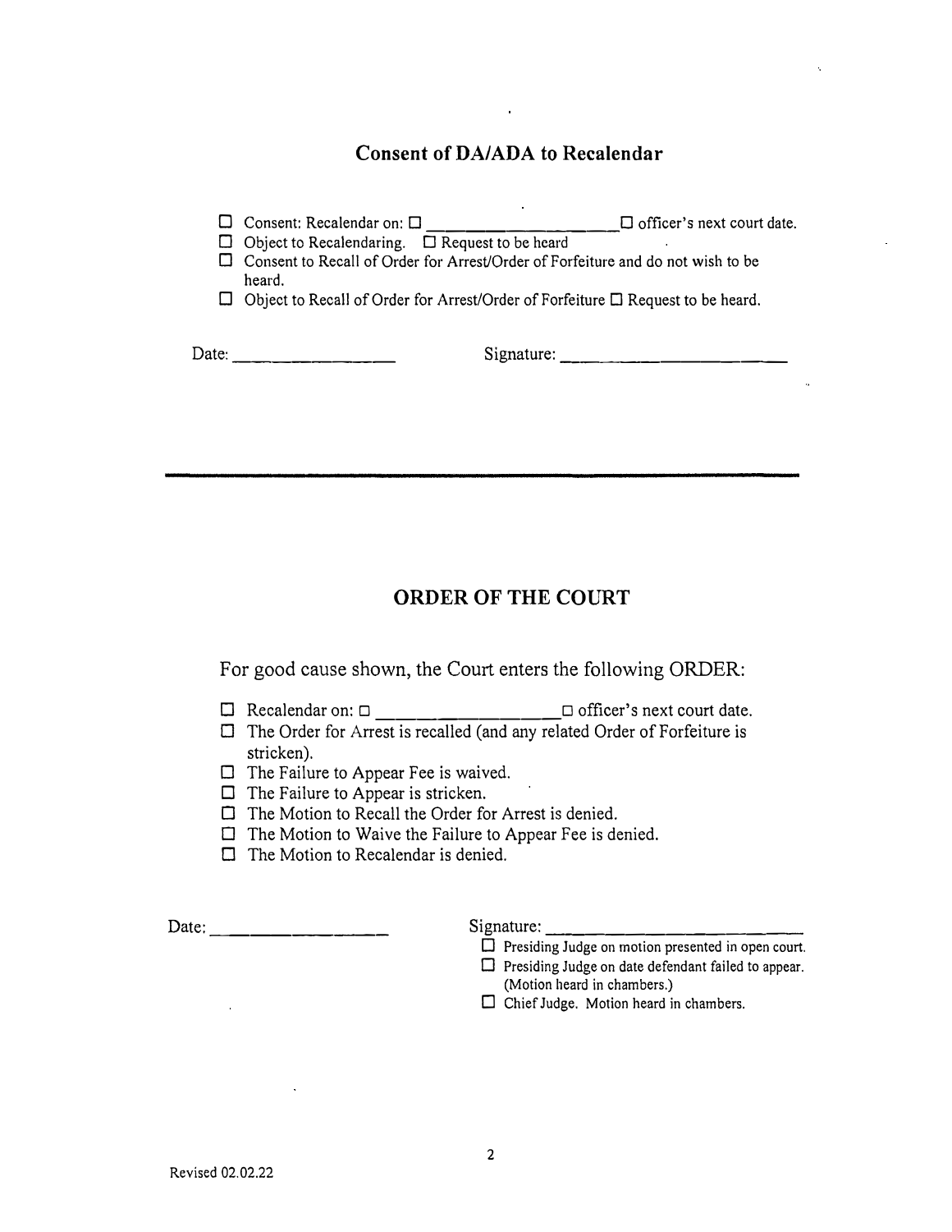## Consent of DA/ADA to Recalendar

- ☐ Consent: Recalendar on: ☐ ____________________ ☐ officer's next court date.
- ☐ Object to Recalendaring. ☐ Request to be heard
- ☐ Consent to Recall of Order for Arrest/Order of Forfeiture and do not wish to be heard.
- ☐ Object to Recall of Order for Arrest/Order of Forfeiture ☐ Request to be heard.

Date: ________________ Signature: ________________________

---

## ORDER OF THE COURT

For good cause shown, the Court enters the following ORDER:

- ☐ Recalendar on: ☐ ____________________ ☐ officer's next court date.
- ☐ The Order for Arrest is recalled (and any related Order of Forfeiture is stricken).
- ☐ The Failure to Appear Fee is waived.
- ☐ The Failure to Appear is stricken.
- ☐ The Motion to Recall the Order for Arrest is denied.
- ☐ The Motion to Waive the Failure to Appear Fee is denied.
- ☐ The Motion to Recalendar is denied.

Date: ________________ Signature: ________________________

- ☐ Presiding Judge on motion presented in open court.
- ☐ Presiding Judge on date defendant failed to appear. (Motion heard in chambers.)
- ☐ Chief Judge. Motion heard in chambers.

Revised 02.02.22